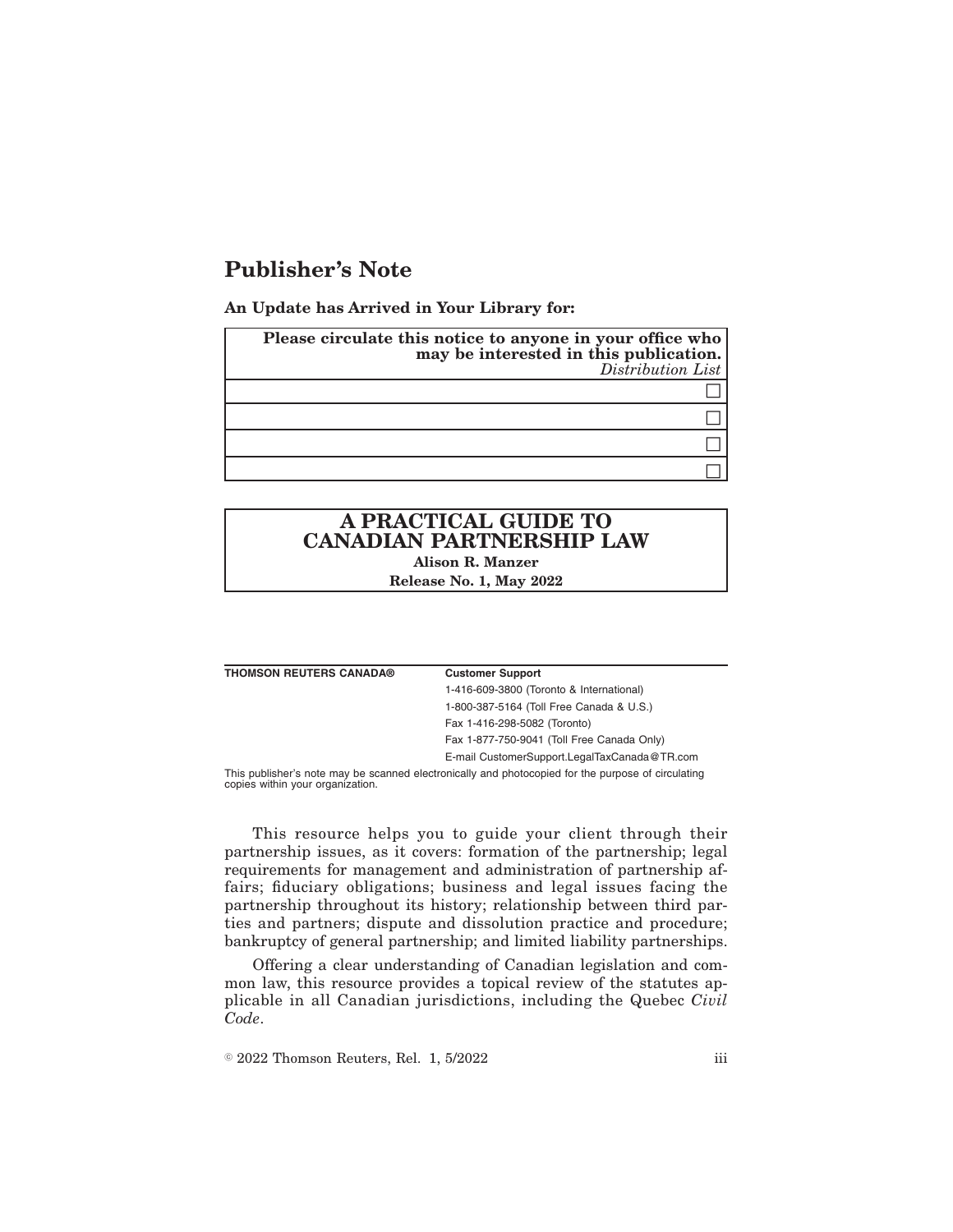# Publisher's Note

**An Update has Arrived in Your Library for:**

| **Please circulate this notice to anyone in your office who may be interested in this publication.** *Distribution List* |
| --- |
| ☐ |
| ☐ |
| ☐ |
| ☐ |

## A PRACTICAL GUIDE TO CANADIAN PARTNERSHIP LAW

**Alison R. Manzer**

**Release No. 1, May 2022**

| **THOMSON REUTERS CANADA®** | **Customer Support** |
| --- | --- |
| | 1-416-609-3800 (Toronto & International) |
| | 1-800-387-5164 (Toll Free Canada & U.S.) |
| | Fax 1-416-298-5082 (Toronto) |
| | Fax 1-877-750-9041 (Toll Free Canada Only) |
| | E-mail CustomerSupport.LegalTaxCanada@TR.com |

This publisher's note may be scanned electronically and photocopied for the purpose of circulating copies within your organization.

This resource helps you to guide your client through their partnership issues, as it covers: formation of the partnership; legal requirements for management and administration of partnership affairs; fiduciary obligations; business and legal issues facing the partnership throughout its history; relationship between third parties and partners; dispute and dissolution practice and procedure; bankruptcy of general partnership; and limited liability partnerships.

Offering a clear understanding of Canadian legislation and common law, this resource provides a topical review of the statutes applicable in all Canadian jurisdictions, including the Quebec *Civil Code*.

© 2022 Thomson Reuters, Rel. 1, 5/2022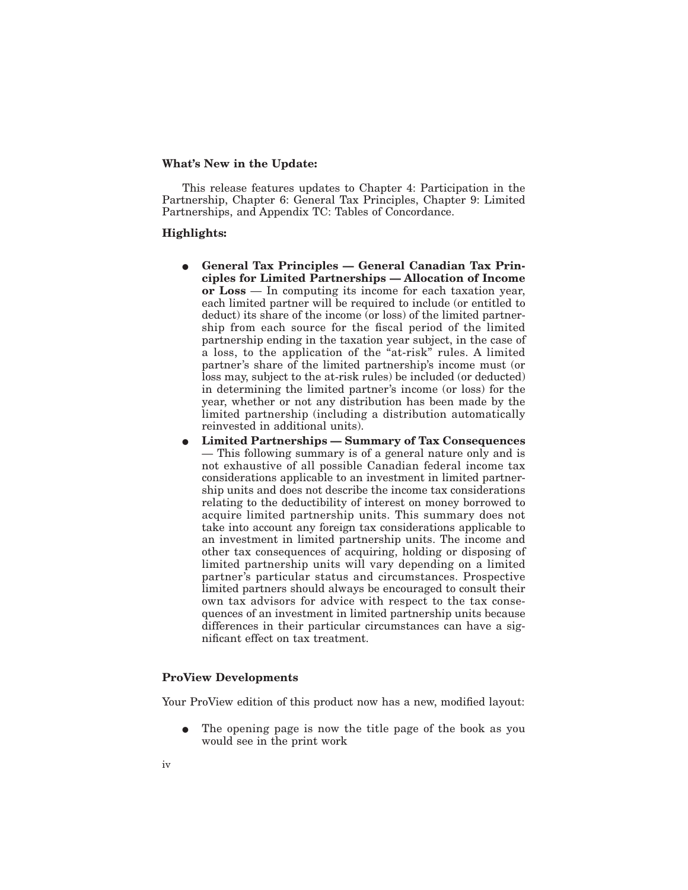**What's New in the Update:**

This release features updates to Chapter 4: Participation in the Partnership, Chapter 6: General Tax Principles, Chapter 9: Limited Partnerships, and Appendix TC: Tables of Concordance.

**Highlights:**

- **General Tax Principles — General Canadian Tax Principles for Limited Partnerships — Allocation of Income or Loss** — In computing its income for each taxation year, each limited partner will be required to include (or entitled to deduct) its share of the income (or loss) of the limited partnership from each source for the fiscal period of the limited partnership ending in the taxation year subject, in the case of a loss, to the application of the "at-risk" rules. A limited partner's share of the limited partnership's income must (or loss may, subject to the at-risk rules) be included (or deducted) in determining the limited partner's income (or loss) for the year, whether or not any distribution has been made by the limited partnership (including a distribution automatically reinvested in additional units).
- **Limited Partnerships — Summary of Tax Consequences** — This following summary is of a general nature only and is not exhaustive of all possible Canadian federal income tax considerations applicable to an investment in limited partnership units and does not describe the income tax considerations relating to the deductibility of interest on money borrowed to acquire limited partnership units. This summary does not take into account any foreign tax considerations applicable to an investment in limited partnership units. The income and other tax consequences of acquiring, holding or disposing of limited partnership units will vary depending on a limited partner's particular status and circumstances. Prospective limited partners should always be encouraged to consult their own tax advisors for advice with respect to the tax consequences of an investment in limited partnership units because differences in their particular circumstances can have a significant effect on tax treatment.

**ProView Developments**

Your ProView edition of this product now has a new, modified layout:

- The opening page is now the title page of the book as you would see in the print work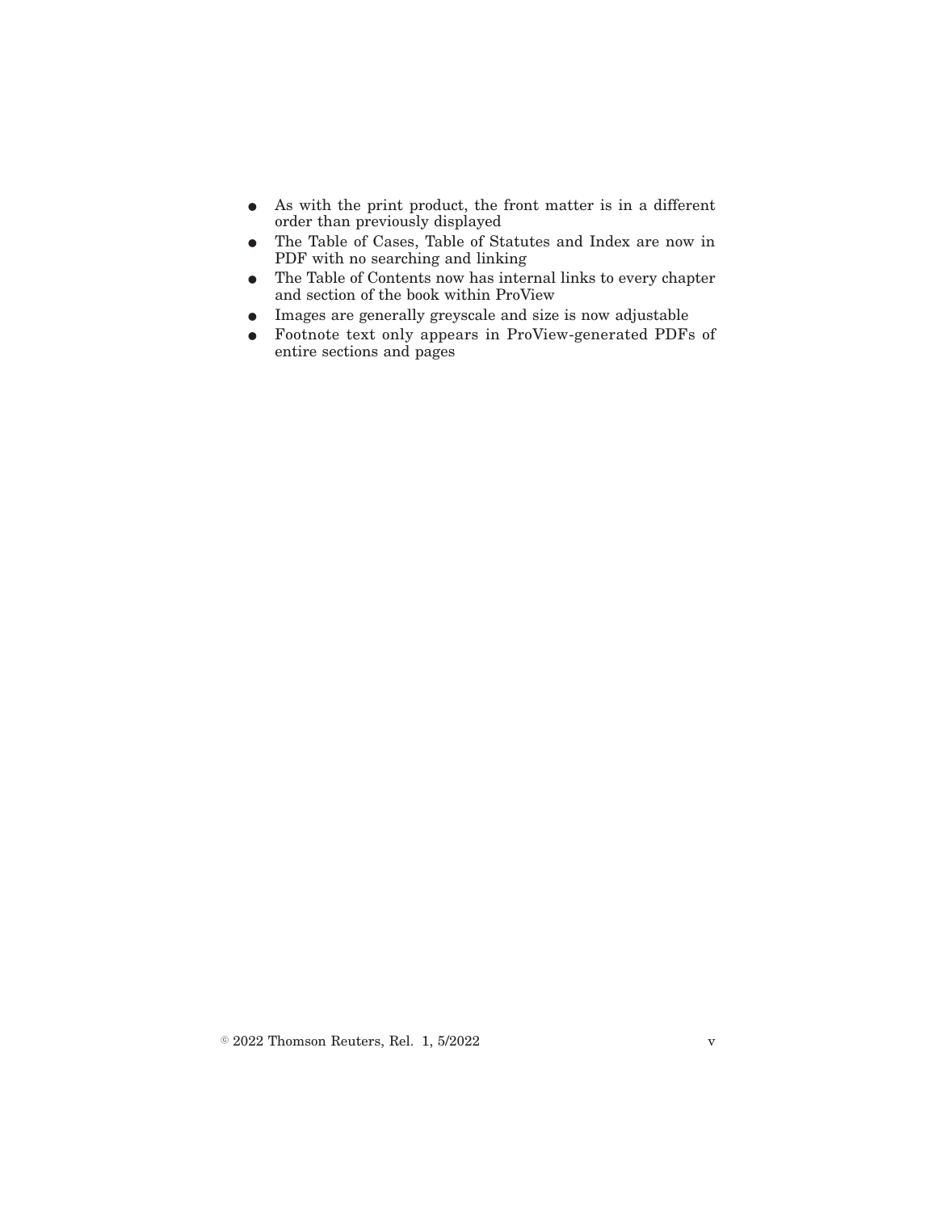- As with the print product, the front matter is in a different order than previously displayed
- The Table of Cases, Table of Statutes and Index are now in PDF with no searching and linking
- The Table of Contents now has internal links to every chapter and section of the book within ProView
- Images are generally greyscale and size is now adjustable
- Footnote text only appears in ProView-generated PDFs of entire sections and pages